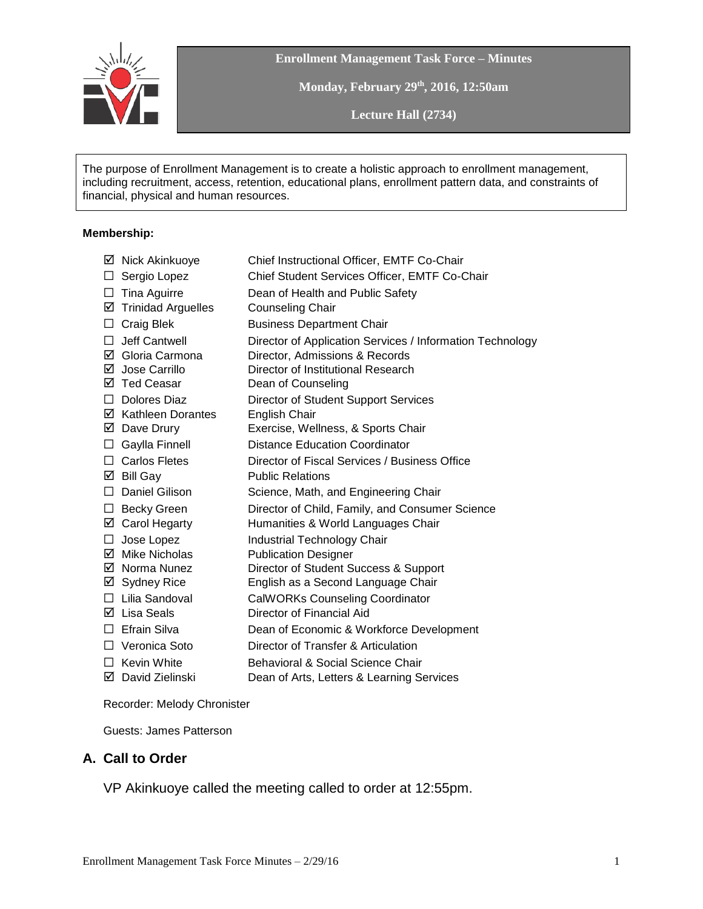**Enrollment Management Task Force – Minutes**

**Monday, February 29th, 2016, 12:50am**

**Lecture Hall (2734)**

The purpose of Enrollment Management is to create a holistic approach to enrollment management, including recruitment, access, retention, educational plans, enrollment pattern data, and constraints of financial, physical and human resources.

**Membership:**

| | |
|---|---|
| ☑ Nick Akinkuoye | Chief Instructional Officer, EMTF Co-Chair |
| ☐ Sergio Lopez | Chief Student Services Officer, EMTF Co-Chair |
| ☐ Tina Aguirre | Dean of Health and Public Safety |
| ☑ Trinidad Arguelles | Counseling Chair |
| ☐ Craig Blek | Business Department Chair |
| ☐ Jeff Cantwell | Director of Application Services / Information Technology |
| ☑ Gloria Carmona | Director, Admissions & Records |
| ☑ Jose Carrillo | Director of Institutional Research |
| ☑ Ted Ceasar | Dean of Counseling |
| ☐ Dolores Diaz | Director of Student Support Services |
| ☑ Kathleen Dorantes | English Chair |
| ☑ Dave Drury | Exercise, Wellness, & Sports Chair |
| ☐ Gaylla Finnell | Distance Education Coordinator |
| ☐ Carlos Fletes | Director of Fiscal Services / Business Office |
| ☑ Bill Gay | Public Relations |
| ☐ Daniel Gilison | Science, Math, and Engineering Chair |
| ☐ Becky Green | Director of Child, Family, and Consumer Science |
| ☑ Carol Hegarty | Humanities & World Languages Chair |
| ☐ Jose Lopez | Industrial Technology Chair |
| ☑ Mike Nicholas | Publication Designer |
| ☑ Norma Nunez | Director of Student Success & Support |
| ☑ Sydney Rice | English as a Second Language Chair |
| ☐ Lilia Sandoval | CalWORKs Counseling Coordinator |
| ☑ Lisa Seals | Director of Financial Aid |
| ☐ Efrain Silva | Dean of Economic & Workforce Development |
| ☐ Veronica Soto | Director of Transfer & Articulation |
| ☐ Kevin White | Behavioral & Social Science Chair |
| ☑ David Zielinski | Dean of Arts, Letters & Learning Services |

Recorder: Melody Chronister

Guests: James Patterson

## A. Call to Order

VP Akinkuoye called the meeting called to order at 12:55pm.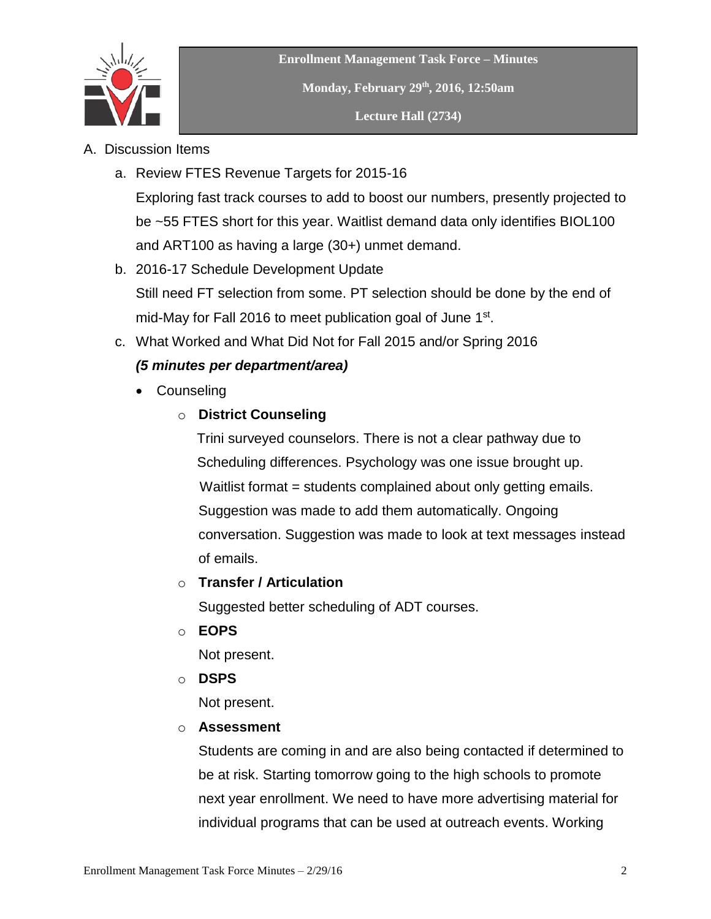**Enrollment Management Task Force – Minutes**

**Monday, February 29th, 2016, 12:50am**

**Lecture Hall (2734)**

A. Discussion Items

   a. Review FTES Revenue Targets for 2015-16

      Exploring fast track courses to add to boost our numbers, presently projected to be ~55 FTES short for this year. Waitlist demand data only identifies BIOL100 and ART100 as having a large (30+) unmet demand.

   b. 2016-17 Schedule Development Update

      Still need FT selection from some. PT selection should be done by the end of mid-May for Fall 2016 to meet publication goal of June 1st.

   c. What Worked and What Did Not for Fall 2015 and/or Spring 2016

      ***(5 minutes per department/area)***

      - Counseling
         - **District Counseling**

           Trini surveyed counselors. There is not a clear pathway due to Scheduling differences. Psychology was one issue brought up. Waitlist format = students complained about only getting emails. Suggestion was made to add them automatically. Ongoing conversation. Suggestion was made to look at text messages instead of emails.

         - **Transfer / Articulation**

           Suggested better scheduling of ADT courses.

         - **EOPS**

           Not present.

         - **DSPS**

           Not present.

         - **Assessment**

           Students are coming in and are also being contacted if determined to be at risk. Starting tomorrow going to the high schools to promote next year enrollment. We need to have more advertising material for individual programs that can be used at outreach events. Working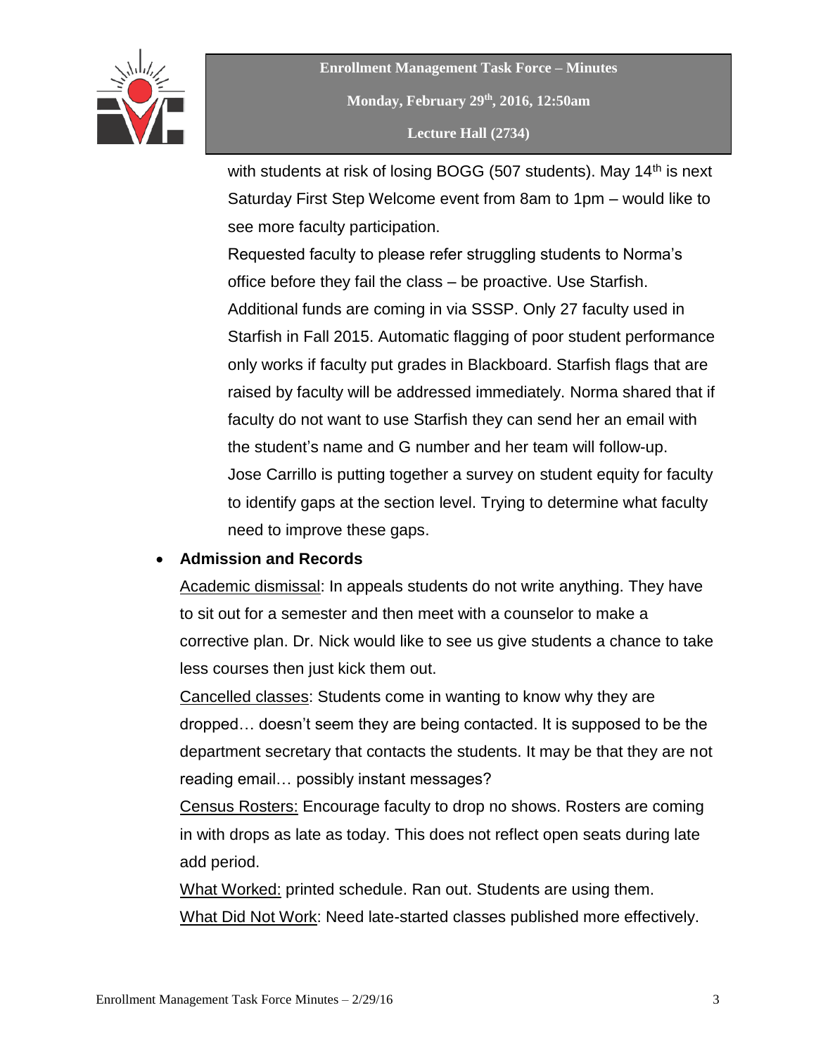with students at risk of losing BOGG (507 students). May 14th is next Saturday First Step Welcome event from 8am to 1pm – would like to see more faculty participation.
Requested faculty to please refer struggling students to Norma's office before they fail the class – be proactive. Use Starfish.
Additional funds are coming in via SSSP. Only 27 faculty used in Starfish in Fall 2015. Automatic flagging of poor student performance only works if faculty put grades in Blackboard. Starfish flags that are raised by faculty will be addressed immediately. Norma shared that if faculty do not want to use Starfish they can send her an email with the student's name and G number and her team will follow-up.
Jose Carrillo is putting together a survey on student equity for faculty to identify gaps at the section level. Trying to determine what faculty need to improve these gaps.

- **Admission and Records**
  Academic dismissal: In appeals students do not write anything. They have to sit out for a semester and then meet with a counselor to make a corrective plan. Dr. Nick would like to see us give students a chance to take less courses then just kick them out.
  Cancelled classes: Students come in wanting to know why they are dropped… doesn't seem they are being contacted. It is supposed to be the department secretary that contacts the students. It may be that they are not reading email… possibly instant messages?
  Census Rosters: Encourage faculty to drop no shows. Rosters are coming in with drops as late as today. This does not reflect open seats during late add period.
  What Worked: printed schedule. Ran out. Students are using them.
  What Did Not Work: Need late-started classes published more effectively.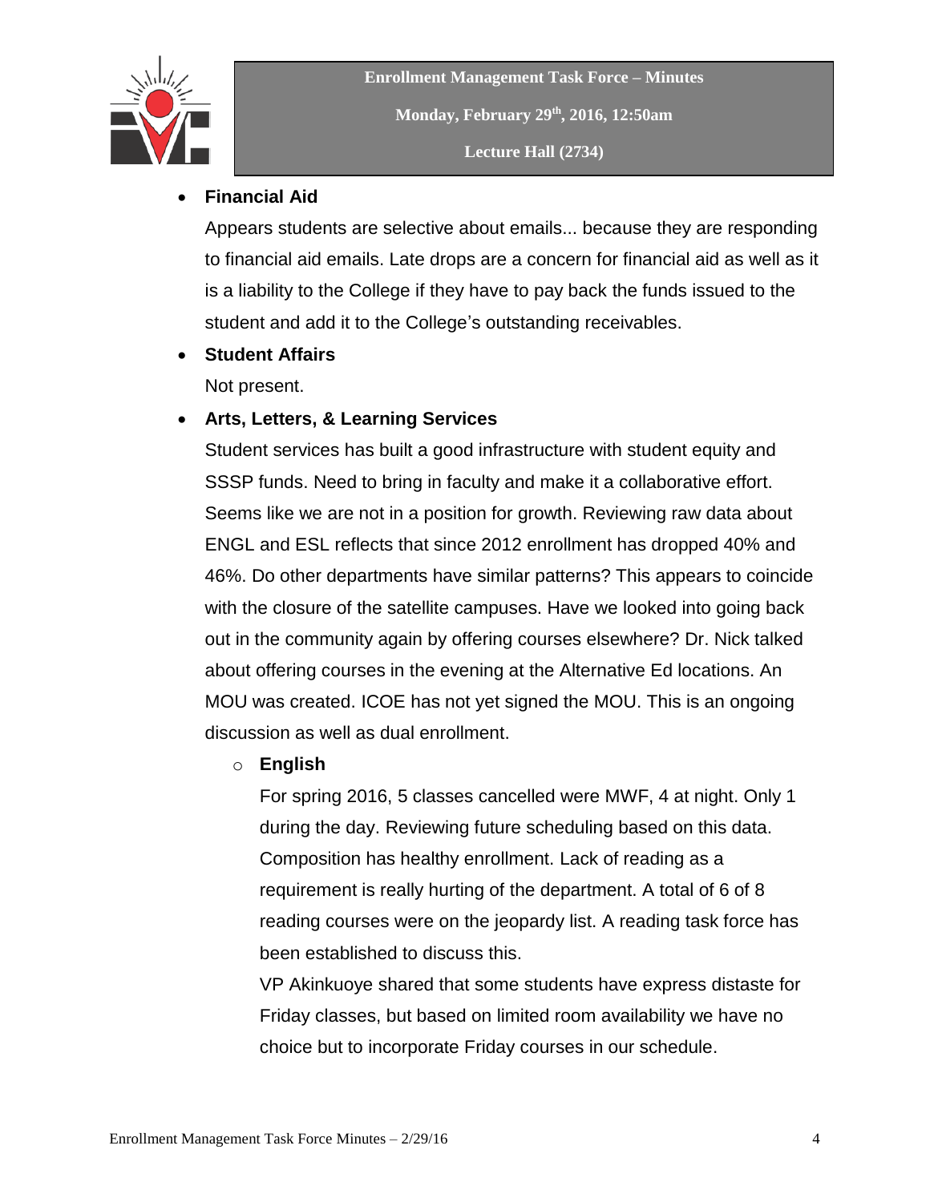- **Financial Aid**

  Appears students are selective about emails... because they are responding to financial aid emails. Late drops are a concern for financial aid as well as it is a liability to the College if they have to pay back the funds issued to the student and add it to the College's outstanding receivables.

- **Student Affairs**

  Not present.

- **Arts, Letters, & Learning Services**

  Student services has built a good infrastructure with student equity and SSSP funds. Need to bring in faculty and make it a collaborative effort. Seems like we are not in a position for growth. Reviewing raw data about ENGL and ESL reflects that since 2012 enrollment has dropped 40% and 46%. Do other departments have similar patterns? This appears to coincide with the closure of the satellite campuses. Have we looked into going back out in the community again by offering courses elsewhere? Dr. Nick talked about offering courses in the evening at the Alternative Ed locations. An MOU was created. ICOE has not yet signed the MOU. This is an ongoing discussion as well as dual enrollment.

  - **English**

    For spring 2016, 5 classes cancelled were MWF, 4 at night. Only 1 during the day. Reviewing future scheduling based on this data. Composition has healthy enrollment. Lack of reading as a requirement is really hurting of the department. A total of 6 of 8 reading courses were on the jeopardy list. A reading task force has been established to discuss this.

    VP Akinkuoye shared that some students have express distaste for Friday classes, but based on limited room availability we have no choice but to incorporate Friday courses in our schedule.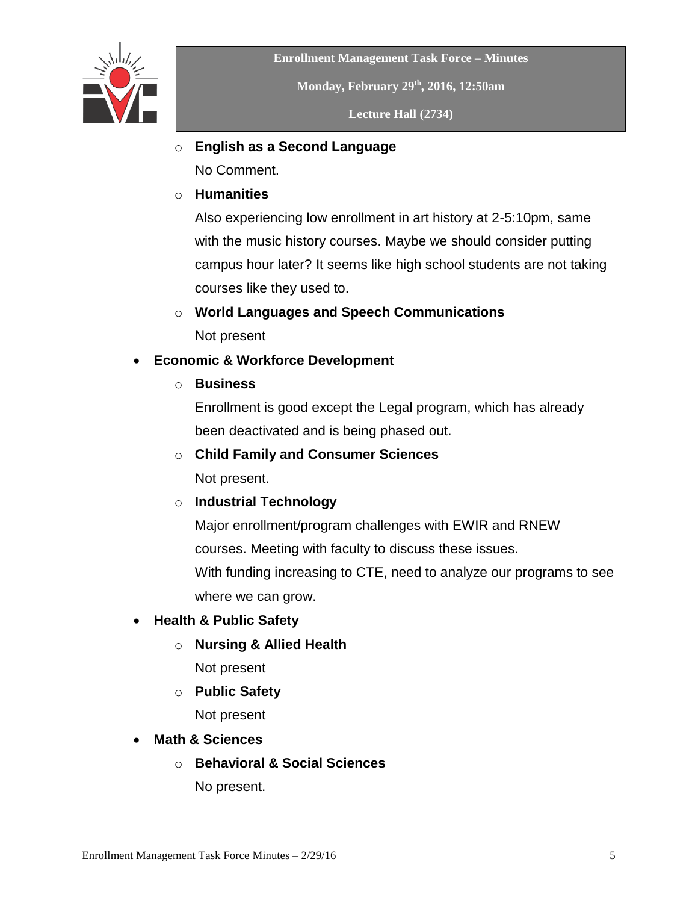- English as a Second Language
  
  No Comment.
- **Humanities**
  
  Also experiencing low enrollment in art history at 2-5:10pm, same with the music history courses. Maybe we should consider putting campus hour later? It seems like high school students are not taking courses like they used to.
- **World Languages and Speech Communications**
  
  Not present

- **Economic & Workforce Development**
  - **Business**
    
    Enrollment is good except the Legal program, which has already been deactivated and is being phased out.
  - **Child Family and Consumer Sciences**
    
    Not present.
  - **Industrial Technology**
    
    Major enrollment/program challenges with EWIR and RNEW courses. Meeting with faculty to discuss these issues.
    
    With funding increasing to CTE, need to analyze our programs to see where we can grow.
- **Health & Public Safety**
  - **Nursing & Allied Health**
    
    Not present
  - **Public Safety**
    
    Not present
- **Math & Sciences**
  - **Behavioral & Social Sciences**
    
    No present.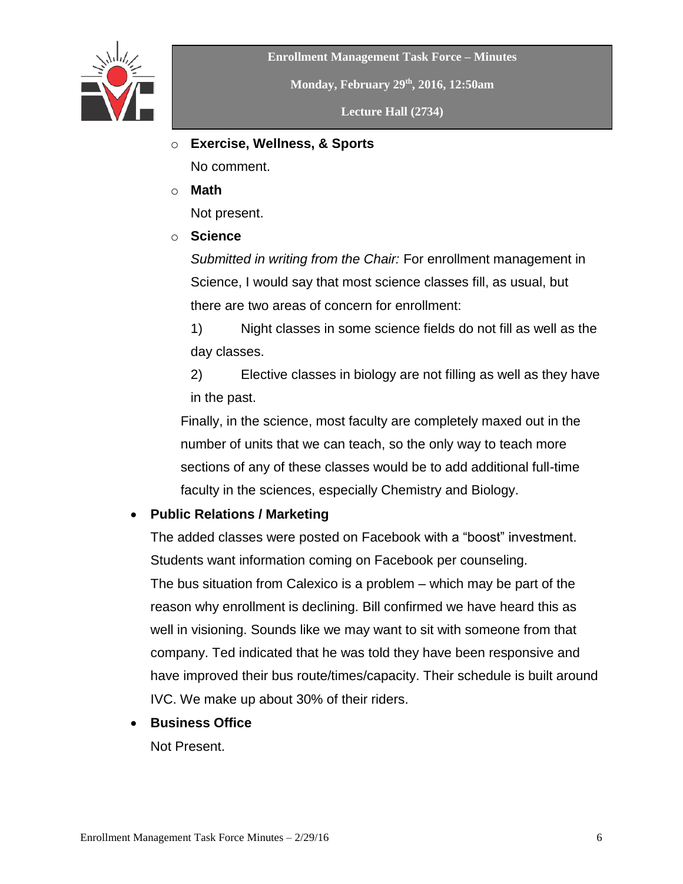- **Exercise, Wellness, & Sports**

  No comment.

- **Math**

  Not present.

- **Science**

  *Submitted in writing from the Chair:* For enrollment management in Science, I would say that most science classes fill, as usual, but there are two areas of concern for enrollment:

  1) Night classes in some science fields do not fill as well as the day classes.

  2) Elective classes in biology are not filling as well as they have in the past.

  Finally, in the science, most faculty are completely maxed out in the number of units that we can teach, so the only way to teach more sections of any of these classes would be to add additional full-time faculty in the sciences, especially Chemistry and Biology.

- **Public Relations / Marketing**

  The added classes were posted on Facebook with a "boost" investment. Students want information coming on Facebook per counseling.
  The bus situation from Calexico is a problem – which may be part of the reason why enrollment is declining. Bill confirmed we have heard this as well in visioning. Sounds like we may want to sit with someone from that company. Ted indicated that he was told they have been responsive and have improved their bus route/times/capacity. Their schedule is built around IVC. We make up about 30% of their riders.

- **Business Office**

  Not Present.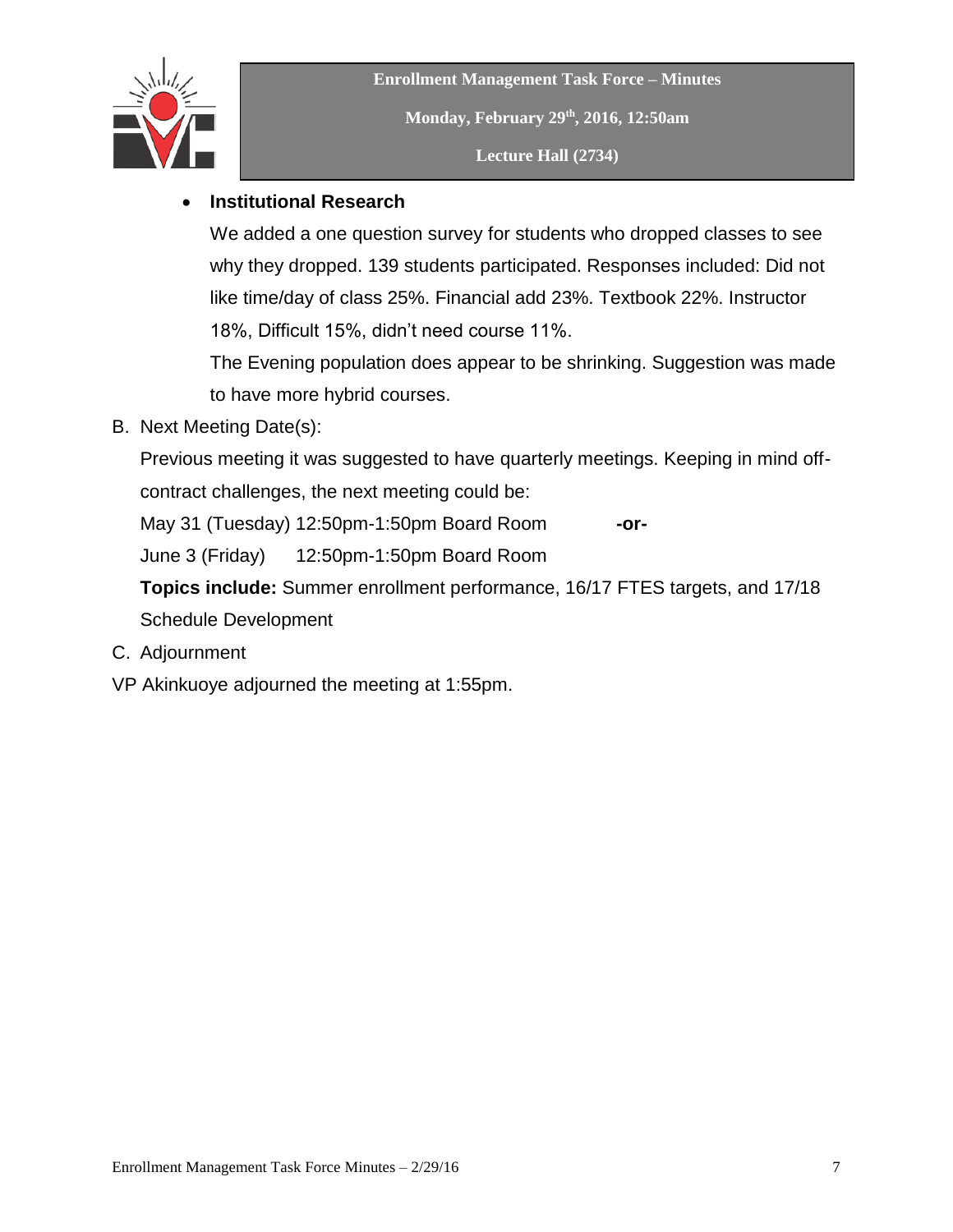**Enrollment Management Task Force – Minutes**

**Monday, February 29th, 2016, 12:50am**

**Lecture Hall (2734)**

- **Institutional Research**

  We added a one question survey for students who dropped classes to see why they dropped. 139 students participated. Responses included: Did not like time/day of class 25%. Financial add 23%. Textbook 22%. Instructor 18%, Difficult 15%, didn't need course 11%.

  The Evening population does appear to be shrinking. Suggestion was made to have more hybrid courses.

B. Next Meeting Date(s):

Previous meeting it was suggested to have quarterly meetings. Keeping in mind off-contract challenges, the next meeting could be:

May 31 (Tuesday) 12:50pm-1:50pm Board Room **-or-**

June 3 (Friday) 12:50pm-1:50pm Board Room

**Topics include:** Summer enrollment performance, 16/17 FTES targets, and 17/18 Schedule Development

C. Adjournment

VP Akinkuoye adjourned the meeting at 1:55pm.